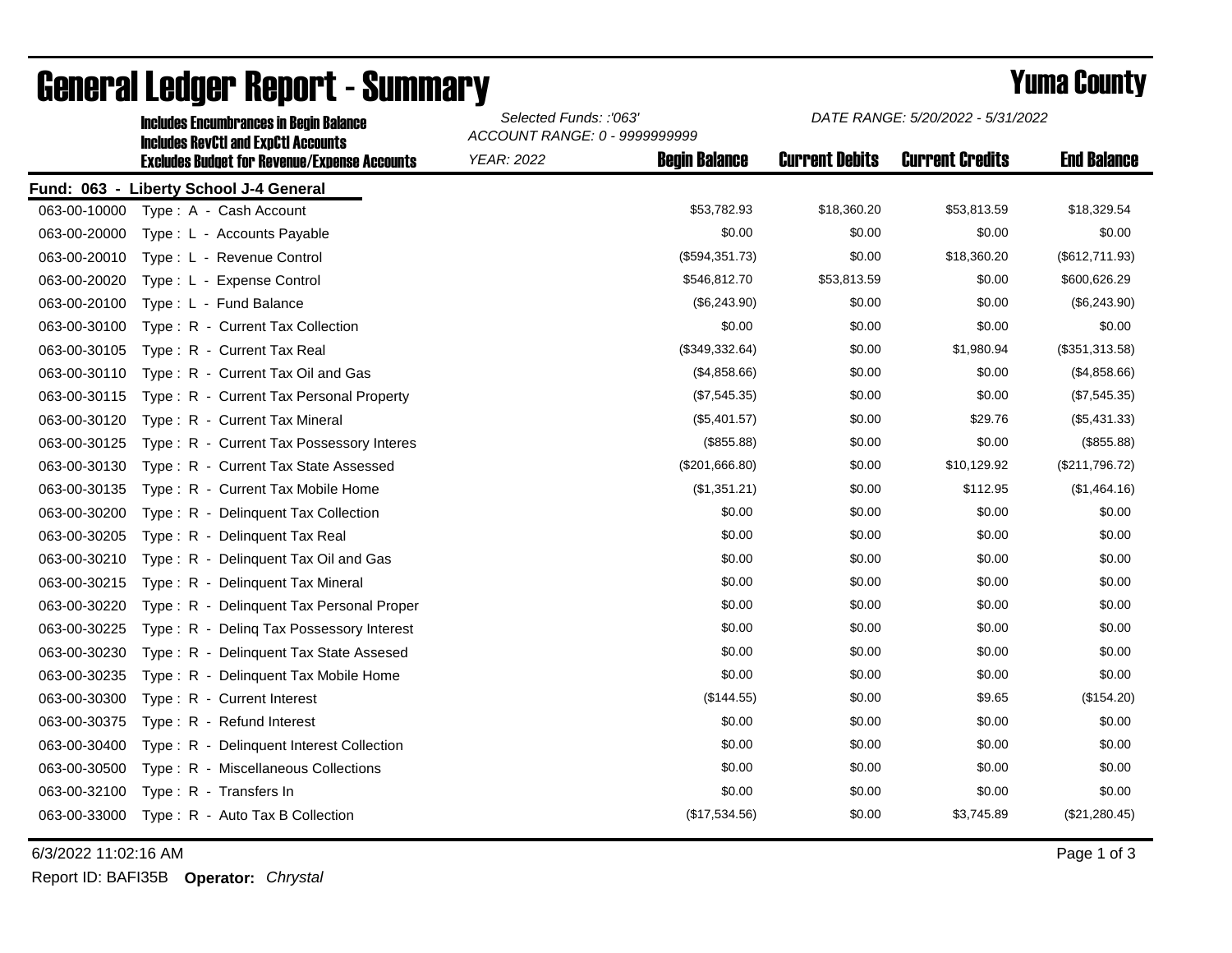# General Ledger Report - Summary

## Yuma County

**Includes Encumbrances in Begin Balance**
**Includes RevCtl and ExpCtl Accounts**
**Excludes Budget for Revenue/Expense Accounts**

*Selected Funds: :'063'*
*ACCOUNT RANGE: 0 - 9999999999*
*YEAR: 2022*

*DATE RANGE: 5/20/2022 - 5/31/2022*

**Fund: 063 - Liberty School J-4 General**

| Account | Description | Begin Balance | Current Debits | Current Credits | End Balance |
|---|---|---|---|---|---|
| 063-00-10000 | Type : A - Cash Account | $53,782.93 | $18,360.20 | $53,813.59 | $18,329.54 |
| 063-00-20000 | Type : L - Accounts Payable | $0.00 | $0.00 | $0.00 | $0.00 |
| 063-00-20010 | Type : L - Revenue Control | ($594,351.73) | $0.00 | $18,360.20 | ($612,711.93) |
| 063-00-20020 | Type : L - Expense Control | $546,812.70 | $53,813.59 | $0.00 | $600,626.29 |
| 063-00-20100 | Type : L - Fund Balance | ($6,243.90) | $0.00 | $0.00 | ($6,243.90) |
| 063-00-30100 | Type : R - Current Tax Collection | $0.00 | $0.00 | $0.00 | $0.00 |
| 063-00-30105 | Type : R - Current Tax Real | ($349,332.64) | $0.00 | $1,980.94 | ($351,313.58) |
| 063-00-30110 | Type : R - Current Tax Oil and Gas | ($4,858.66) | $0.00 | $0.00 | ($4,858.66) |
| 063-00-30115 | Type : R - Current Tax Personal Property | ($7,545.35) | $0.00 | $0.00 | ($7,545.35) |
| 063-00-30120 | Type : R - Current Tax Mineral | ($5,401.57) | $0.00 | $29.76 | ($5,431.33) |
| 063-00-30125 | Type : R - Current Tax Possessory Interes | ($855.88) | $0.00 | $0.00 | ($855.88) |
| 063-00-30130 | Type : R - Current Tax State Assessed | ($201,666.80) | $0.00 | $10,129.92 | ($211,796.72) |
| 063-00-30135 | Type : R - Current Tax Mobile Home | ($1,351.21) | $0.00 | $112.95 | ($1,464.16) |
| 063-00-30200 | Type : R - Delinquent Tax Collection | $0.00 | $0.00 | $0.00 | $0.00 |
| 063-00-30205 | Type : R - Delinquent Tax Real | $0.00 | $0.00 | $0.00 | $0.00 |
| 063-00-30210 | Type : R - Delinquent Tax Oil and Gas | $0.00 | $0.00 | $0.00 | $0.00 |
| 063-00-30215 | Type : R - Delinquent Tax Mineral | $0.00 | $0.00 | $0.00 | $0.00 |
| 063-00-30220 | Type : R - Delinquent Tax Personal Proper | $0.00 | $0.00 | $0.00 | $0.00 |
| 063-00-30225 | Type : R - Delinq Tax Possessory Interest | $0.00 | $0.00 | $0.00 | $0.00 |
| 063-00-30230 | Type : R - Delinquent Tax State Assesed | $0.00 | $0.00 | $0.00 | $0.00 |
| 063-00-30235 | Type : R - Delinquent Tax Mobile Home | $0.00 | $0.00 | $0.00 | $0.00 |
| 063-00-30300 | Type : R - Current Interest | ($144.55) | $0.00 | $9.65 | ($154.20) |
| 063-00-30375 | Type : R - Refund Interest | $0.00 | $0.00 | $0.00 | $0.00 |
| 063-00-30400 | Type : R - Delinquent Interest Collection | $0.00 | $0.00 | $0.00 | $0.00 |
| 063-00-30500 | Type : R - Miscellaneous Collections | $0.00 | $0.00 | $0.00 | $0.00 |
| 063-00-32100 | Type : R - Transfers In | $0.00 | $0.00 | $0.00 | $0.00 |
| 063-00-33000 | Type : R - Auto Tax B Collection | ($17,534.56) | $0.00 | $3,745.89 | ($21,280.45) |

6/3/2022 11:02:16 AM

Report ID: BAFI35B **Operator:** *Chrystal*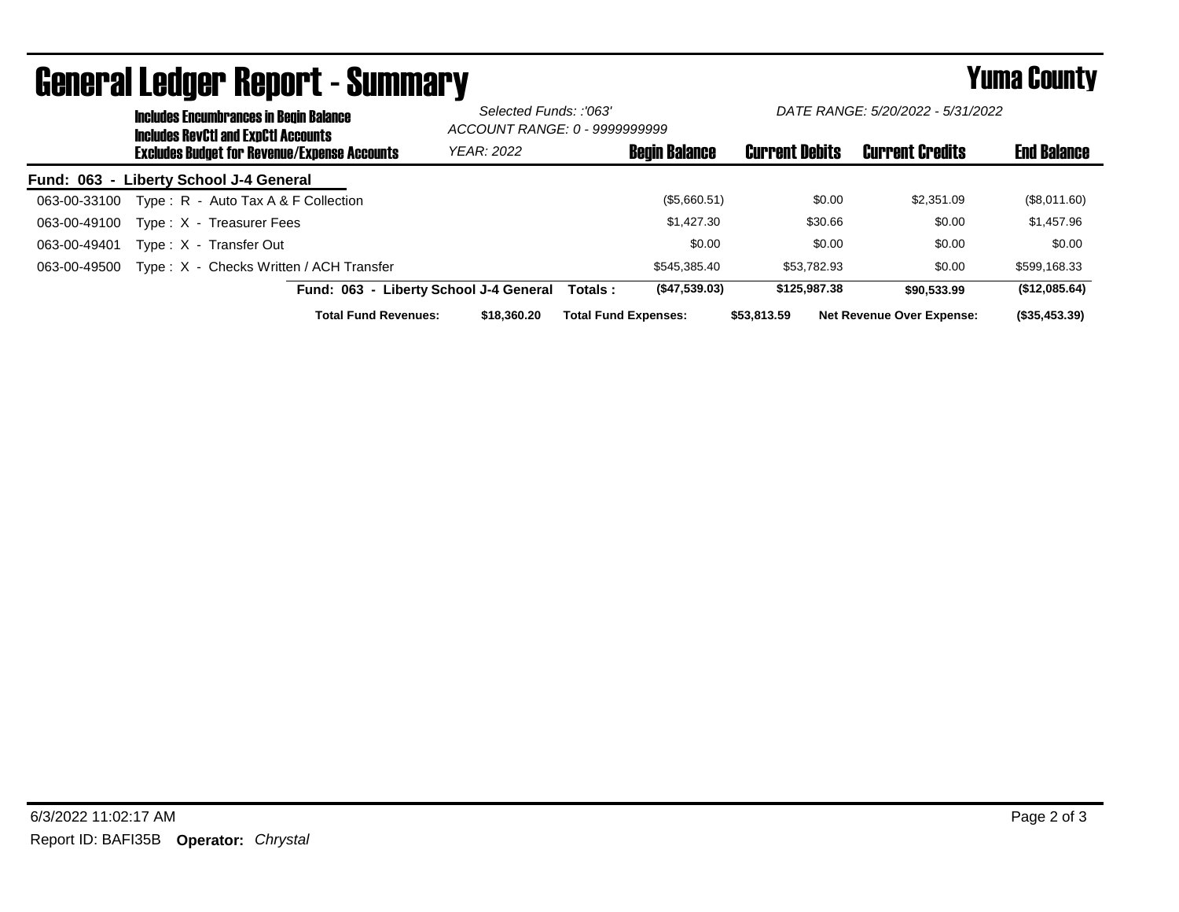# General Ledger Report - Summary

## Yuma County

**Includes Encumbrances in Begin Balance**
**Includes RevCtl and ExpCtl Accounts**
**Excludes Budget for Revenue/Expense Accounts**

*Selected Funds: :'063'*
*ACCOUNT RANGE: 0 - 9999999999*
*YEAR: 2022*
*DATE RANGE: 5/20/2022 - 5/31/2022*

**Fund: 063 - Liberty School J-4 General**

| Account | Description | Begin Balance | Current Debits | Current Credits | End Balance |
|---|---|---|---|---|---|
| 063-00-33100 | Type : R - Auto Tax A & F Collection | ($5,660.51) | $0.00 | $2,351.09 | ($8,011.60) |
| 063-00-49100 | Type : X - Treasurer Fees | $1,427.30 | $30.66 | $0.00 | $1,457.96 |
| 063-00-49401 | Type : X - Transfer Out | $0.00 | $0.00 | $0.00 | $0.00 |
| 063-00-49500 | Type : X - Checks Written / ACH Transfer | $545,385.40 | $53,782.93 | $0.00 | $599,168.33 |
| | **Fund: 063 - Liberty School J-4 General Totals :** | **($47,539.03)** | **$125,987.38** | **$90,533.99** | **($12,085.64)** |

**Total Fund Revenues:** **$18,360.20** **Total Fund Expenses:** **$53,813.59** **Net Revenue Over Expense:** **($35,453.39)**

6/3/2022 11:02:17 AM

Report ID: BAFI35B **Operator:** *Chrystal*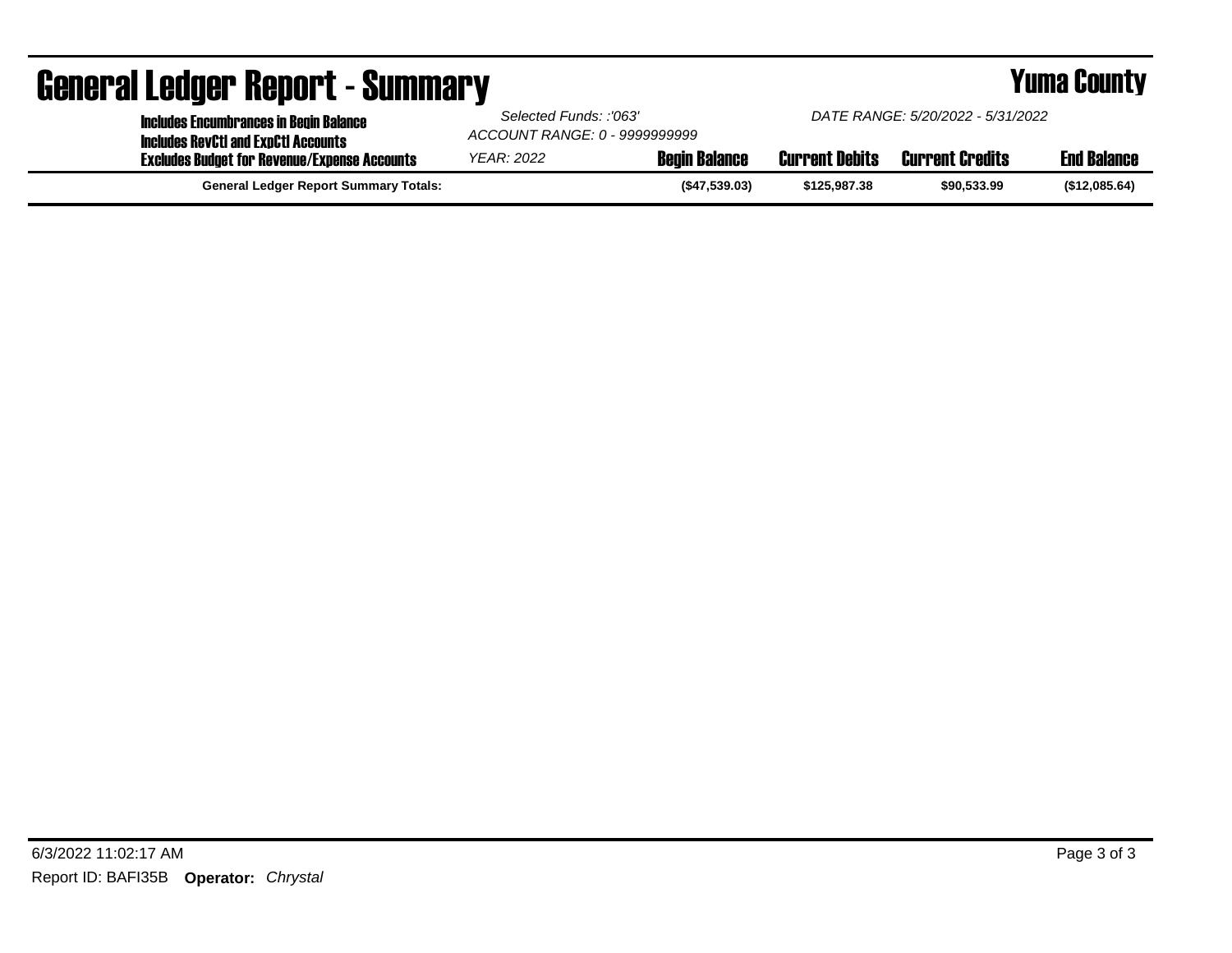# General Ledger Report - Summary

**Yuma County**

**Includes Encumbrances in Begin Balance**
**Includes RevCtl and ExpCtl Accounts**
**Excludes Budget for Revenue/Expense Accounts**

*Selected Funds: :'063'*
*ACCOUNT RANGE: 0 - 9999999999*
*YEAR: 2022*

*DATE RANGE: 5/20/2022 - 5/31/2022*

| | Begin Balance | Current Debits | Current Credits | End Balance |
|---|---|---|---|---|
| **General Ledger Report Summary Totals:** | **($47,539.03)** | **$125,987.38** | **$90,533.99** | **($12,085.64)** |

6/3/2022 11:02:17 AM

Report ID: BAFI35B **Operator:** *Chrystal*